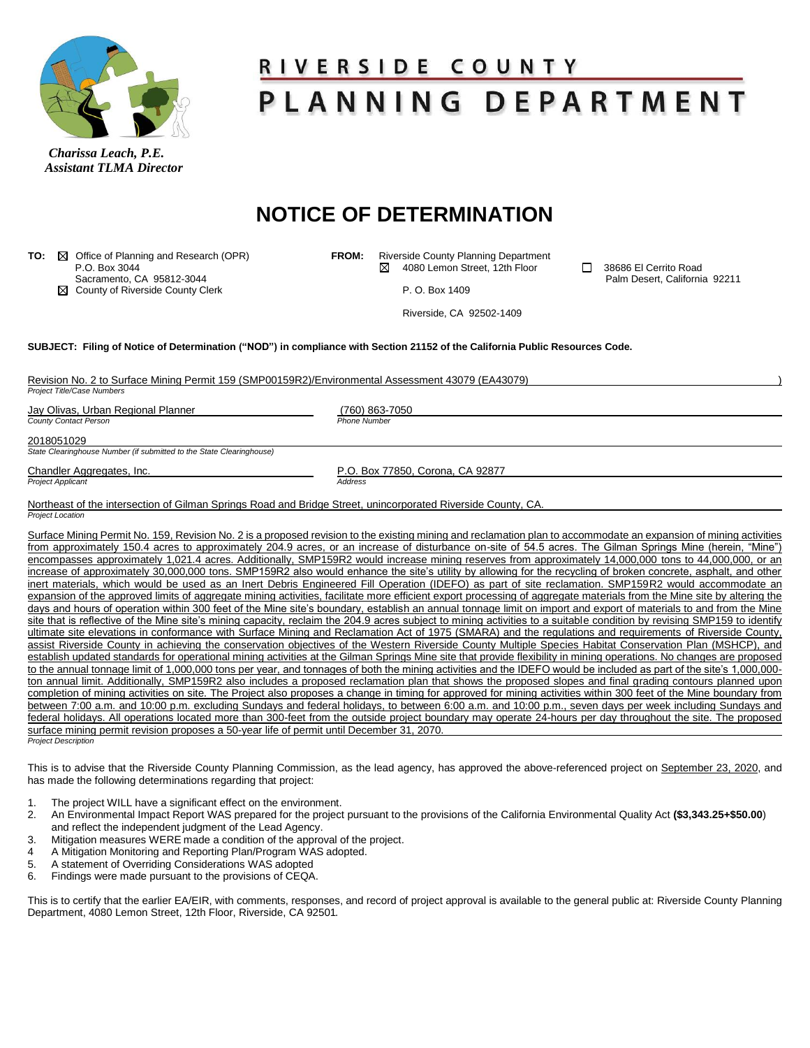*Charissa Leach, P.E.*
*Assistant TLMA Director*

# RIVERSIDE COUNTY PLANNING DEPARTMENT

## NOTICE OF DETERMINATION

**TO:** ☒ Office of Planning and Research (OPR)
P.O. Box 3044
Sacramento, CA 95812-3044
☒ County of Riverside County Clerk

**FROM:** Riverside County Planning Department
☒ 4080 Lemon Street, 12th Floor
P. O. Box 1409
Riverside, CA 92502-1409

☐ 38686 El Cerrito Road
Palm Desert, California 92211

**SUBJECT: Filing of Notice of Determination ("NOD") in compliance with Section 21152 of the California Public Resources Code.**

Revision No. 2 to Surface Mining Permit 159 (SMP00159R2)/Environmental Assessment 43079 (EA43079) )
*Project Title/Case Numbers*

Jay Olivas, Urban Regional Planner
*County Contact Person*

(760) 863-7050
*Phone Number*

2018051029
*State Clearinghouse Number (if submitted to the State Clearinghouse)*

Chandler Aggregates, Inc.
*Project Applicant*

P.O. Box 77850, Corona, CA 92877
*Address*

Northeast of the intersection of Gilman Springs Road and Bridge Street, unincorporated Riverside County, CA.
*Project Location*

Surface Mining Permit No. 159, Revision No. 2 is a proposed revision to the existing mining and reclamation plan to accommodate an expansion of mining activities from approximately 150.4 acres to approximately 204.9 acres, or an increase of disturbance on-site of 54.5 acres. The Gilman Springs Mine (herein, "Mine") encompasses approximately 1,021.4 acres. Additionally, SMP159R2 would increase mining reserves from approximately 14,000,000 tons to 44,000,000, or an increase of approximately 30,000,000 tons. SMP159R2 also would enhance the site's utility by allowing for the recycling of broken concrete, asphalt, and other inert materials, which would be used as an Inert Debris Engineered Fill Operation (IDEFO) as part of site reclamation. SMP159R2 would accommodate an expansion of the approved limits of aggregate mining activities, facilitate more efficient export processing of aggregate materials from the Mine site by altering the days and hours of operation within 300 feet of the Mine site's boundary, establish an annual tonnage limit on import and export of materials to and from the Mine site that is reflective of the Mine site's mining capacity, reclaim the 204.9 acres subject to mining activities to a suitable condition by revising SMP159 to identify ultimate site elevations in conformance with Surface Mining and Reclamation Act of 1975 (SMARA) and the regulations and requirements of Riverside County, assist Riverside County in achieving the conservation objectives of the Western Riverside County Multiple Species Habitat Conservation Plan (MSHCP), and establish updated standards for operational mining activities at the Gilman Springs Mine site that provide flexibility in mining operations. No changes are proposed to the annual tonnage limit of 1,000,000 tons per year, and tonnages of both the mining activities and the IDEFO would be included as part of the site's 1,000,000-ton annual limit. Additionally, SMP159R2 also includes a proposed reclamation plan that shows the proposed slopes and final grading contours planned upon completion of mining activities on site. The Project also proposes a change in timing for approved for mining activities within 300 feet of the Mine boundary from between 7:00 a.m. and 10:00 p.m. excluding Sundays and federal holidays, to between 6:00 a.m. and 10:00 p.m., seven days per week including Sundays and federal holidays. All operations located more than 300-feet from the outside project boundary may operate 24-hours per day throughout the site. The proposed surface mining permit revision proposes a 50-year life of permit until December 31, 2070.
*Project Description*

This is to advise that the Riverside County Planning Commission, as the lead agency, has approved the above-referenced project on September 23, 2020, and has made the following determinations regarding that project:

1. The project WILL have a significant effect on the environment.
2. An Environmental Impact Report WAS prepared for the project pursuant to the provisions of the California Environmental Quality Act **($3,343.25+$50.00**) and reflect the independent judgment of the Lead Agency.
3. Mitigation measures WERE made a condition of the approval of the project.
4. A Mitigation Monitoring and Reporting Plan/Program WAS adopted.
5. A statement of Overriding Considerations WAS adopted
6. Findings were made pursuant to the provisions of CEQA.

This is to certify that the earlier EA/EIR, with comments, responses, and record of project approval is available to the general public at: Riverside County Planning Department, 4080 Lemon Street, 12th Floor, Riverside, CA 92501.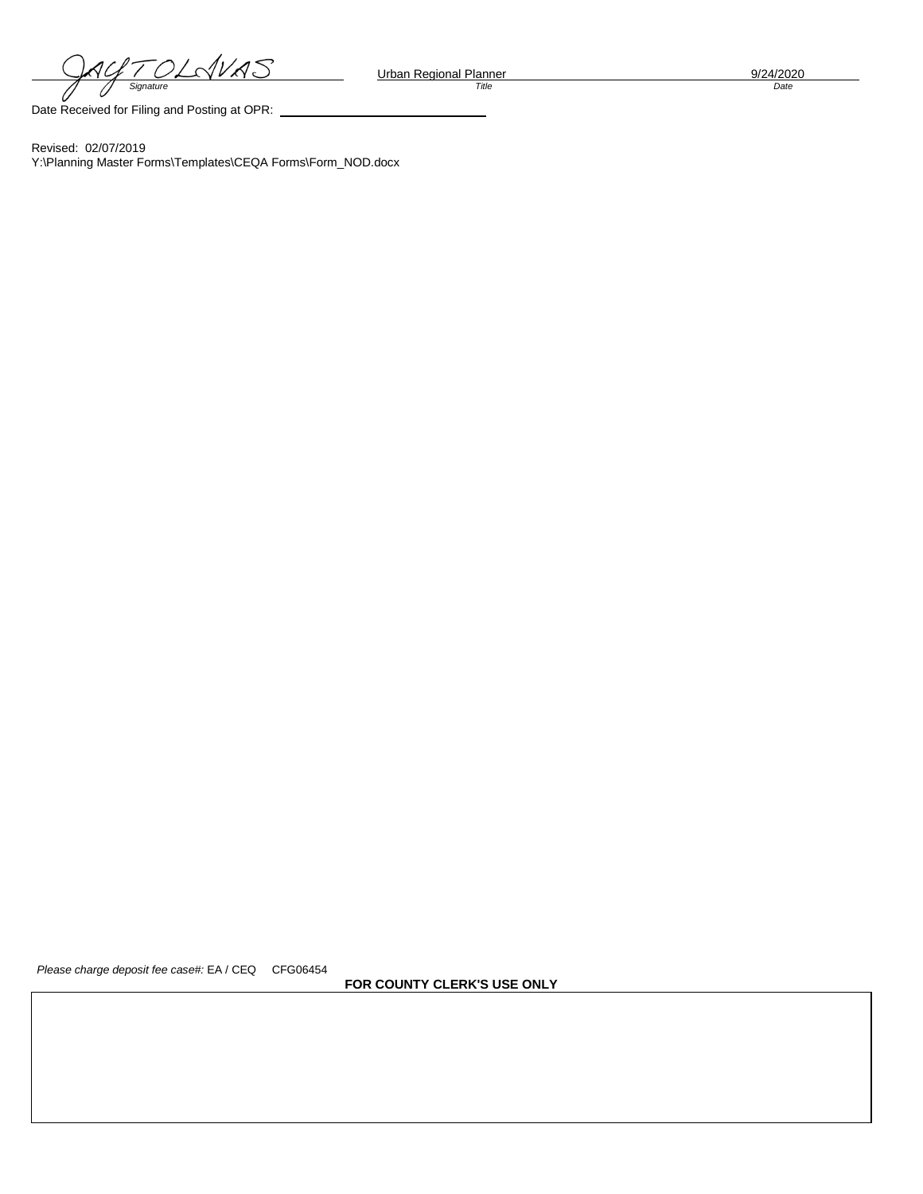JAY TOLAVAS
*Signature*

Urban Regional Planner
*Title*

9/24/2020
*Date*

Date Received for Filing and Posting at OPR: ______________________

Revised: 02/07/2019
Y:\Planning Master Forms\Templates\CEQA Forms\Form_NOD.docx

*Please charge deposit fee case#:* EA / CEQ CFG06454

**FOR COUNTY CLERK'S USE ONLY**